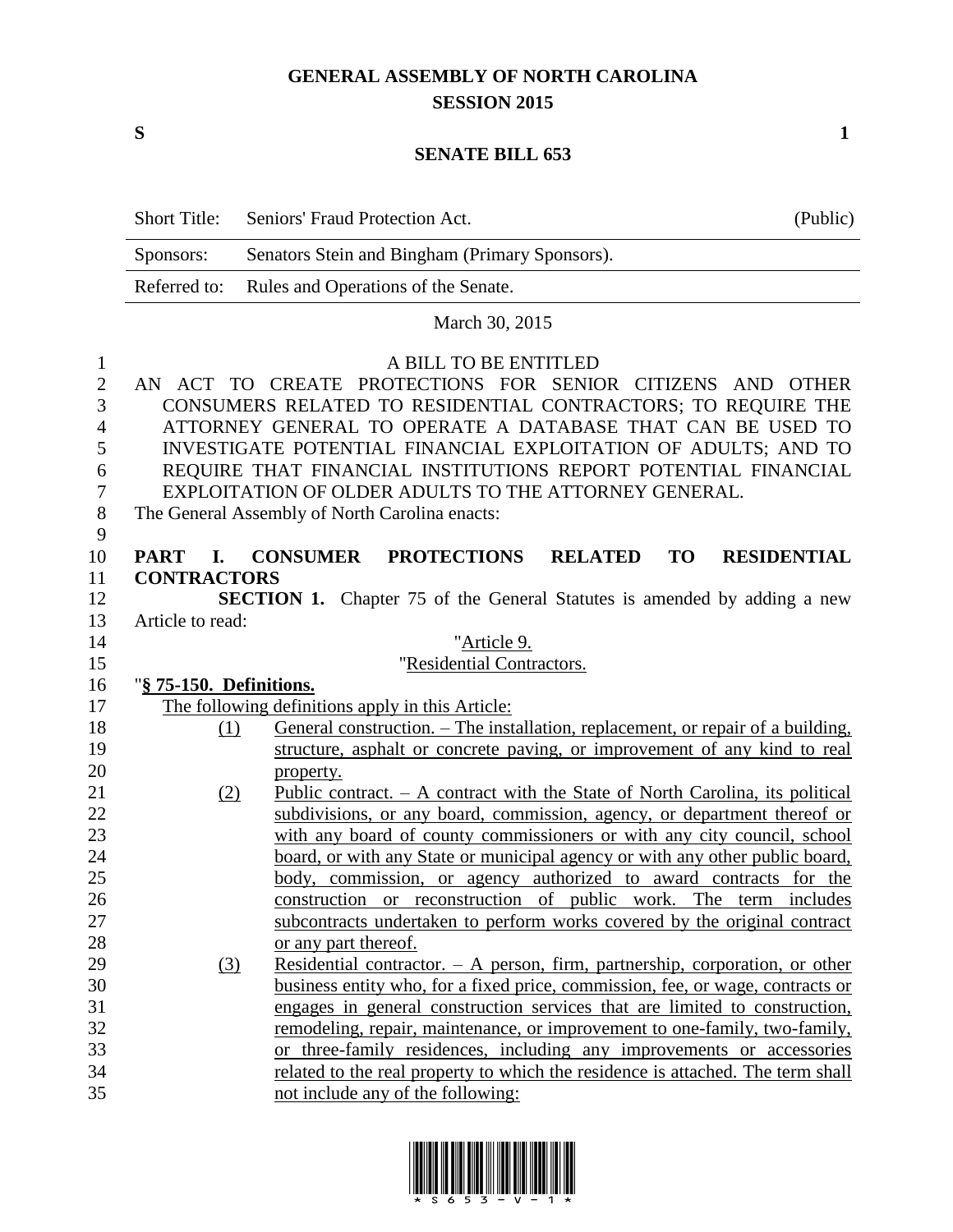# GENERAL ASSEMBLY OF NORTH CAROLINA
## SESSION 2015

**S** **1**

## SENATE BILL 653

| Short Title: | Seniors' Fraud Protection Act. | (Public) |
| --- | --- | --- |
| Sponsors: | Senators Stein and Bingham (Primary Sponsors). | |
| Referred to: | Rules and Operations of the Senate. | |

March 30, 2015

A BILL TO BE ENTITLED

AN ACT TO CREATE PROTECTIONS FOR SENIOR CITIZENS AND OTHER CONSUMERS RELATED TO RESIDENTIAL CONTRACTORS; TO REQUIRE THE ATTORNEY GENERAL TO OPERATE A DATABASE THAT CAN BE USED TO INVESTIGATE POTENTIAL FINANCIAL EXPLOITATION OF ADULTS; AND TO REQUIRE THAT FINANCIAL INSTITUTIONS REPORT POTENTIAL FINANCIAL EXPLOITATION OF OLDER ADULTS TO THE ATTORNEY GENERAL.

The General Assembly of North Carolina enacts:

**PART I. CONSUMER PROTECTIONS RELATED TO RESIDENTIAL CONTRACTORS**

**SECTION 1.** Chapter 75 of the General Statutes is amended by adding a new Article to read:

"Article 9.

"Residential Contractors.

"**§ 75-150. Definitions.**

The following definitions apply in this Article:

(1) General construction. – The installation, replacement, or repair of a building, structure, asphalt or concrete paving, or improvement of any kind to real property.

(2) Public contract. – A contract with the State of North Carolina, its political subdivisions, or any board, commission, agency, or department thereof or with any board of county commissioners or with any city council, school board, or with any State or municipal agency or with any other public board, body, commission, or agency authorized to award contracts for the construction or reconstruction of public work. The term includes subcontracts undertaken to perform works covered by the original contract or any part thereof.

(3) Residential contractor. – A person, firm, partnership, corporation, or other business entity who, for a fixed price, commission, fee, or wage, contracts or engages in general construction services that are limited to construction, remodeling, repair, maintenance, or improvement to one-family, two-family, or three-family residences, including any improvements or accessories related to the real property to which the residence is attached. The term shall not include any of the following: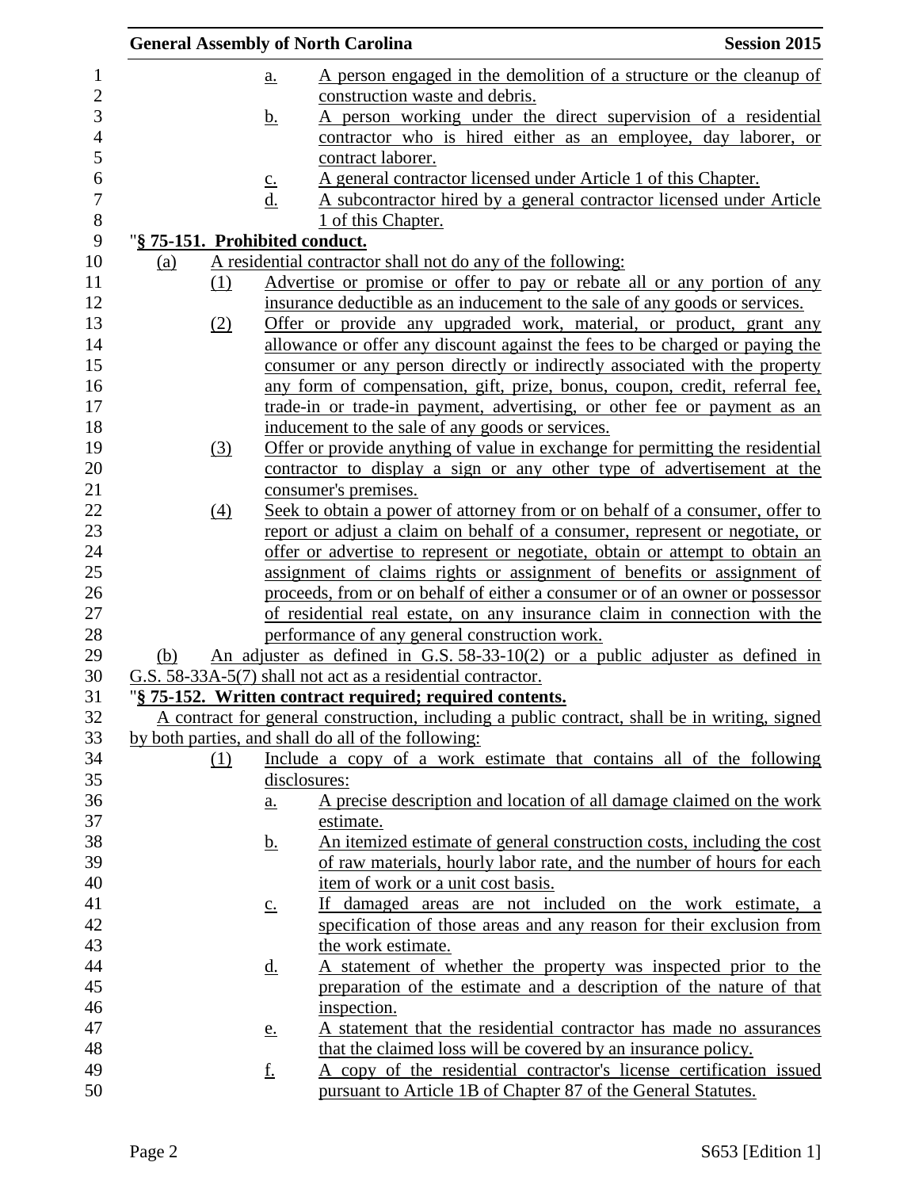a. A person engaged in the demolition of a structure or the cleanup of construction waste and debris.

b. A person working under the direct supervision of a residential contractor who is hired either as an employee, day laborer, or contract laborer.

c. A general contractor licensed under Article 1 of this Chapter.

d. A subcontractor hired by a general contractor licensed under Article 1 of this Chapter.

"**§ 75-151. Prohibited conduct.**

(a) A residential contractor shall not do any of the following:

(1) Advertise or promise or offer to pay or rebate all or any portion of any insurance deductible as an inducement to the sale of any goods or services.

(2) Offer or provide any upgraded work, material, or product, grant any allowance or offer any discount against the fees to be charged or paying the consumer or any person directly or indirectly associated with the property any form of compensation, gift, prize, bonus, coupon, credit, referral fee, trade-in or trade-in payment, advertising, or other fee or payment as an inducement to the sale of any goods or services.

(3) Offer or provide anything of value in exchange for permitting the residential contractor to display a sign or any other type of advertisement at the consumer's premises.

(4) Seek to obtain a power of attorney from or on behalf of a consumer, offer to report or adjust a claim on behalf of a consumer, represent or negotiate, or offer or advertise to represent or negotiate, obtain or attempt to obtain an assignment of claims rights or assignment of benefits or assignment of proceeds, from or on behalf of either a consumer or of an owner or possessor of residential real estate, on any insurance claim in connection with the performance of any general construction work.

(b) An adjuster as defined in G.S. 58-33-10(2) or a public adjuster as defined in G.S. 58-33A-5(7) shall not act as a residential contractor.

"**§ 75-152. Written contract required; required contents.**

A contract for general construction, including a public contract, shall be in writing, signed by both parties, and shall do all of the following:

(1) Include a copy of a work estimate that contains all of the following disclosures:

a. A precise description and location of all damage claimed on the work estimate.

b. An itemized estimate of general construction costs, including the cost of raw materials, hourly labor rate, and the number of hours for each item of work or a unit cost basis.

c. If damaged areas are not included on the work estimate, a specification of those areas and any reason for their exclusion from the work estimate.

d. A statement of whether the property was inspected prior to the preparation of the estimate and a description of the nature of that inspection.

e. A statement that the residential contractor has made no assurances that the claimed loss will be covered by an insurance policy.

f. A copy of the residential contractor's license certification issued pursuant to Article 1B of Chapter 87 of the General Statutes.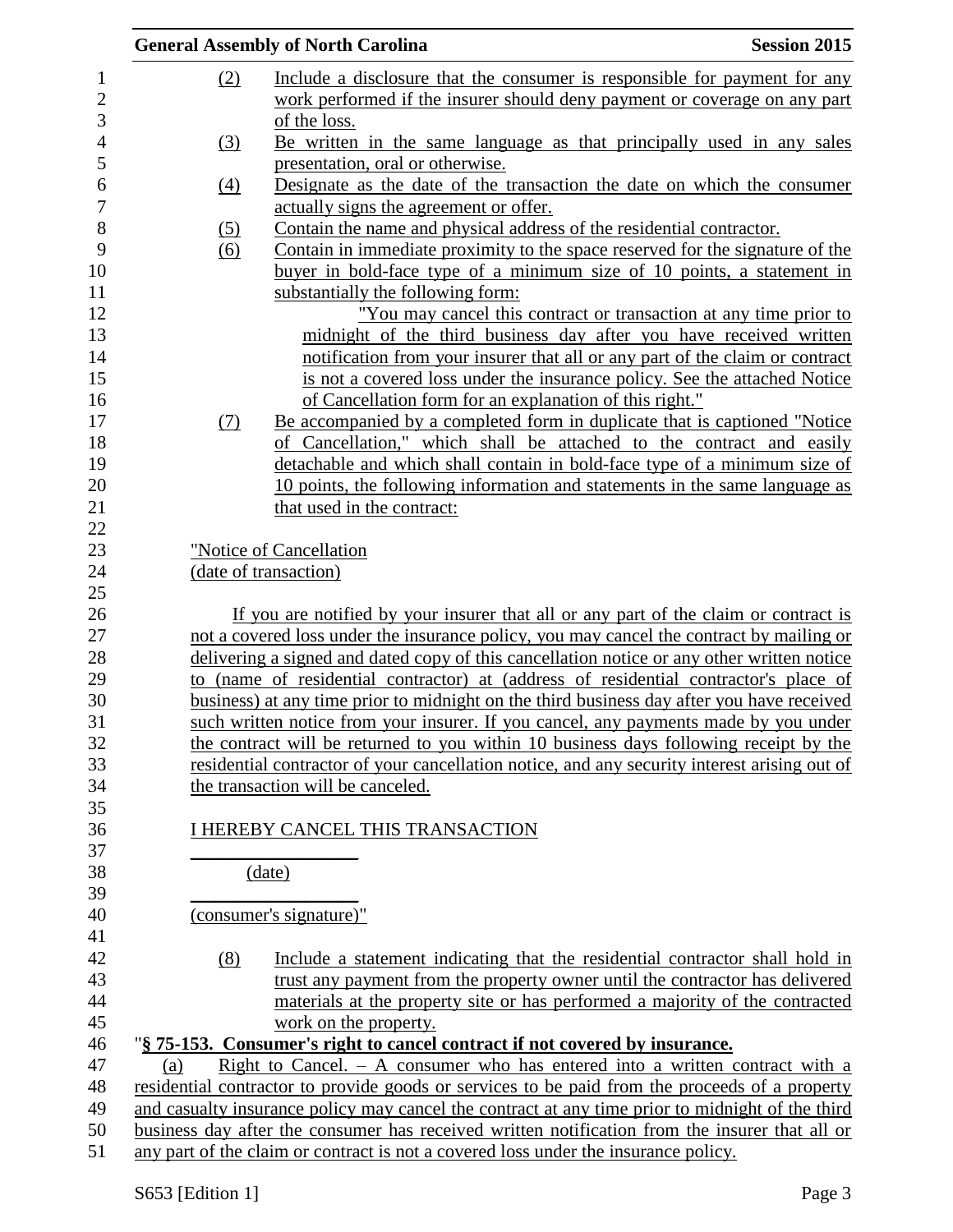(2) Include a disclosure that the consumer is responsible for payment for any work performed if the insurer should deny payment or coverage on any part of the loss.

(3) Be written in the same language as that principally used in any sales presentation, oral or otherwise.

(4) Designate as the date of the transaction the date on which the consumer actually signs the agreement or offer.

(5) Contain the name and physical address of the residential contractor.

(6) Contain in immediate proximity to the space reserved for the signature of the buyer in bold-face type of a minimum size of 10 points, a statement in substantially the following form:

"You may cancel this contract or transaction at any time prior to midnight of the third business day after you have received written notification from your insurer that all or any part of the claim or contract is not a covered loss under the insurance policy. See the attached Notice of Cancellation form for an explanation of this right."

(7) Be accompanied by a completed form in duplicate that is captioned "Notice of Cancellation," which shall be attached to the contract and easily detachable and which shall contain in bold-face type of a minimum size of 10 points, the following information and statements in the same language as that used in the contract:

"Notice of Cancellation
(date of transaction)

If you are notified by your insurer that all or any part of the claim or contract is not a covered loss under the insurance policy, you may cancel the contract by mailing or delivering a signed and dated copy of this cancellation notice or any other written notice to (name of residential contractor) at (address of residential contractor's place of business) at any time prior to midnight on the third business day after you have received such written notice from your insurer. If you cancel, any payments made by you under the contract will be returned to you within 10 business days following receipt by the residential contractor of your cancellation notice, and any security interest arising out of the transaction will be canceled.

I HEREBY CANCEL THIS TRANSACTION

________________
(date)

________________
(consumer's signature)"

(8) Include a statement indicating that the residential contractor shall hold in trust any payment from the property owner until the contractor has delivered materials at the property site or has performed a majority of the contracted work on the property.

"**§ 75-153. Consumer's right to cancel contract if not covered by insurance.**

(a) Right to Cancel. – A consumer who has entered into a written contract with a residential contractor to provide goods or services to be paid from the proceeds of a property and casualty insurance policy may cancel the contract at any time prior to midnight of the third business day after the consumer has received written notification from the insurer that all or any part of the claim or contract is not a covered loss under the insurance policy.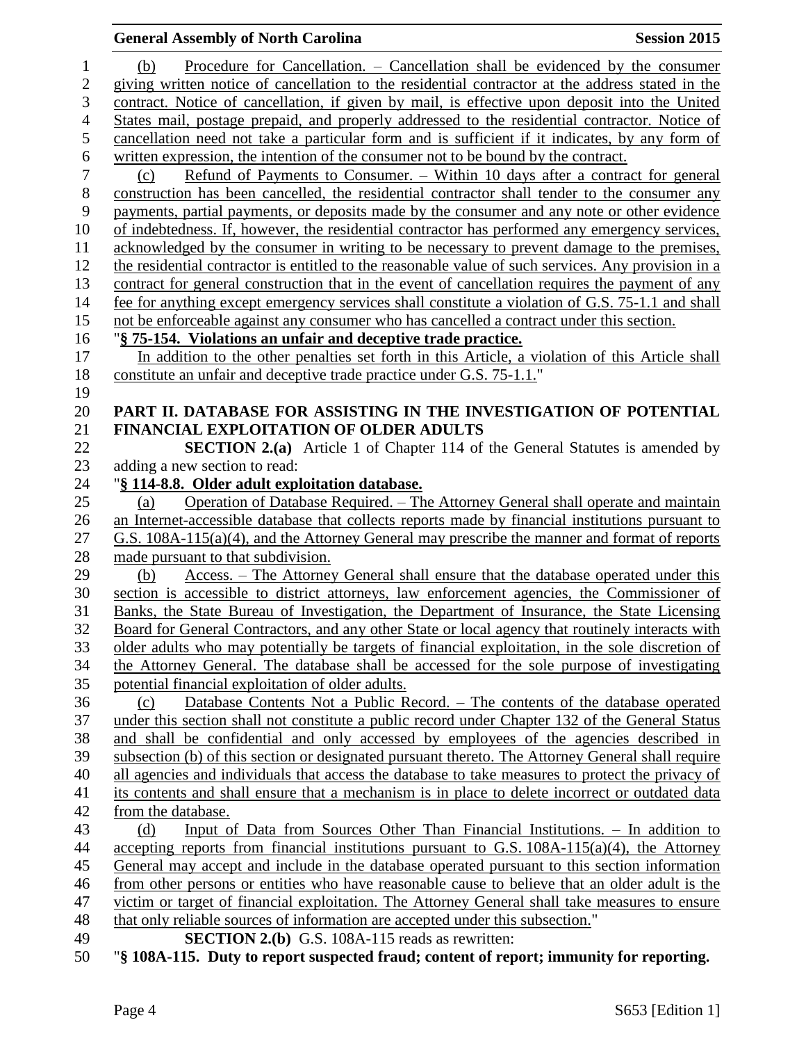(b) Procedure for Cancellation. – Cancellation shall be evidenced by the consumer giving written notice of cancellation to the residential contractor at the address stated in the contract. Notice of cancellation, if given by mail, is effective upon deposit into the United States mail, postage prepaid, and properly addressed to the residential contractor. Notice of cancellation need not take a particular form and is sufficient if it indicates, by any form of written expression, the intention of the consumer not to be bound by the contract.

(c) Refund of Payments to Consumer. – Within 10 days after a contract for general construction has been cancelled, the residential contractor shall tender to the consumer any payments, partial payments, or deposits made by the consumer and any note or other evidence of indebtedness. If, however, the residential contractor has performed any emergency services, acknowledged by the consumer in writing to be necessary to prevent damage to the premises, the residential contractor is entitled to the reasonable value of such services. Any provision in a contract for general construction that in the event of cancellation requires the payment of any fee for anything except emergency services shall constitute a violation of G.S. 75-1.1 and shall not be enforceable against any consumer who has cancelled a contract under this section.

"**§ 75-154. Violations an unfair and deceptive trade practice.**

In addition to the other penalties set forth in this Article, a violation of this Article shall constitute an unfair and deceptive trade practice under G.S. 75-1.1."

**PART II. DATABASE FOR ASSISTING IN THE INVESTIGATION OF POTENTIAL FINANCIAL EXPLOITATION OF OLDER ADULTS**

**SECTION 2.(a)** Article 1 of Chapter 114 of the General Statutes is amended by adding a new section to read:

"**§ 114-8.8. Older adult exploitation database.**

(a) Operation of Database Required. – The Attorney General shall operate and maintain an Internet-accessible database that collects reports made by financial institutions pursuant to G.S. 108A-115(a)(4), and the Attorney General may prescribe the manner and format of reports made pursuant to that subdivision.

(b) Access. – The Attorney General shall ensure that the database operated under this section is accessible to district attorneys, law enforcement agencies, the Commissioner of Banks, the State Bureau of Investigation, the Department of Insurance, the State Licensing Board for General Contractors, and any other State or local agency that routinely interacts with older adults who may potentially be targets of financial exploitation, in the sole discretion of the Attorney General. The database shall be accessed for the sole purpose of investigating potential financial exploitation of older adults.

(c) Database Contents Not a Public Record. – The contents of the database operated under this section shall not constitute a public record under Chapter 132 of the General Status and shall be confidential and only accessed by employees of the agencies described in subsection (b) of this section or designated pursuant thereto. The Attorney General shall require all agencies and individuals that access the database to take measures to protect the privacy of its contents and shall ensure that a mechanism is in place to delete incorrect or outdated data from the database.

(d) Input of Data from Sources Other Than Financial Institutions. – In addition to accepting reports from financial institutions pursuant to G.S. 108A-115(a)(4), the Attorney General may accept and include in the database operated pursuant to this section information from other persons or entities who have reasonable cause to believe that an older adult is the victim or target of financial exploitation. The Attorney General shall take measures to ensure that only reliable sources of information are accepted under this subsection."

**SECTION 2.(b)** G.S. 108A-115 reads as rewritten:

"**§ 108A-115. Duty to report suspected fraud; content of report; immunity for reporting.**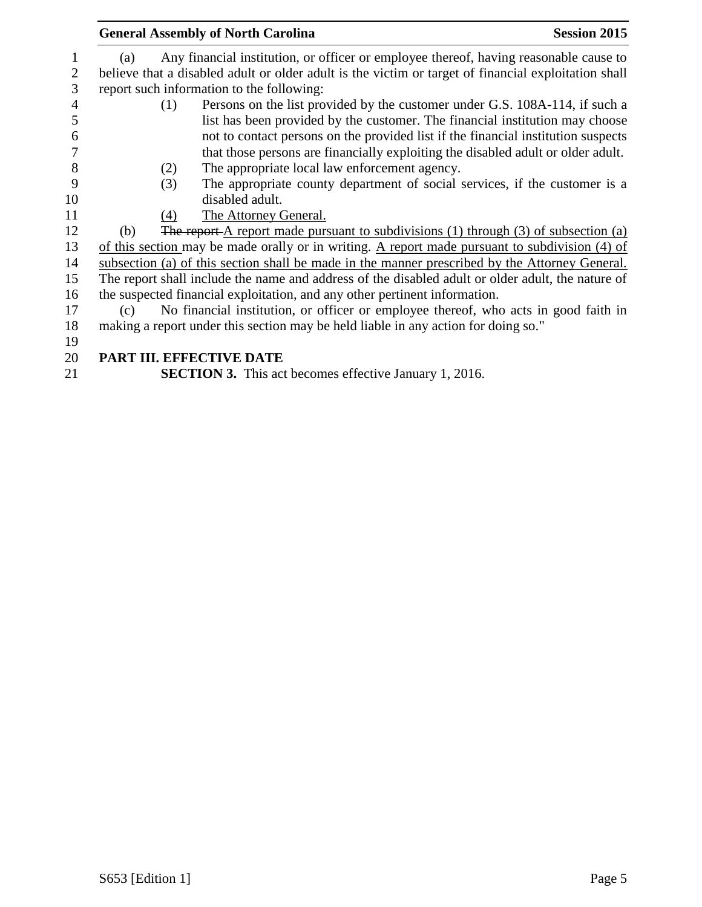(a) Any financial institution, or officer or employee thereof, having reasonable cause to believe that a disabled adult or older adult is the victim or target of financial exploitation shall report such information to the following:

(1) Persons on the list provided by the customer under G.S. 108A-114, if such a list has been provided by the customer. The financial institution may choose not to contact persons on the provided list if the financial institution suspects that those persons are financially exploiting the disabled adult or older adult.

(2) The appropriate local law enforcement agency.

(3) The appropriate county department of social services, if the customer is a disabled adult.

(4) The Attorney General.

(b) ~~The report~~ A report made pursuant to subdivisions (1) through (3) of subsection (a) of this section may be made orally or in writing. A report made pursuant to subdivision (4) of subsection (a) of this section shall be made in the manner prescribed by the Attorney General. The report shall include the name and address of the disabled adult or older adult, the nature of the suspected financial exploitation, and any other pertinent information.

(c) No financial institution, or officer or employee thereof, who acts in good faith in making a report under this section may be held liable in any action for doing so."

**PART III. EFFECTIVE DATE**

**SECTION 3.** This act becomes effective January 1, 2016.